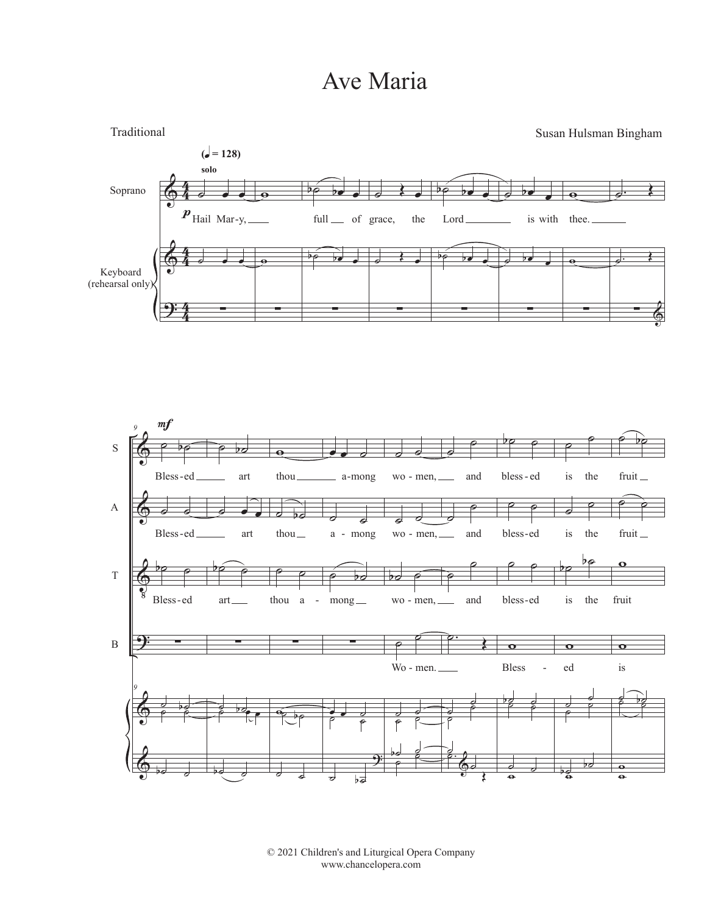# Ave Maria

Traditional

Susan Hulsman Bingham

(♩ = 128)

solo

Soprano

*p* Hail Mar-y, full of grace, the Lord is with thee.

Keyboard (rehearsal only)

S: *mf* Bless-ed art thou a-mong wo-men, and bless-ed is the fruit

A: Bless-ed art thou a-mong wo-men, and bless-ed is the fruit

T: Bless-ed art thou a-mong wo-men, and bless-ed is the fruit

B: Wo-men. Bless-ed is

© 2021 Children's and Liturgical Opera Company
www.chancelopera.com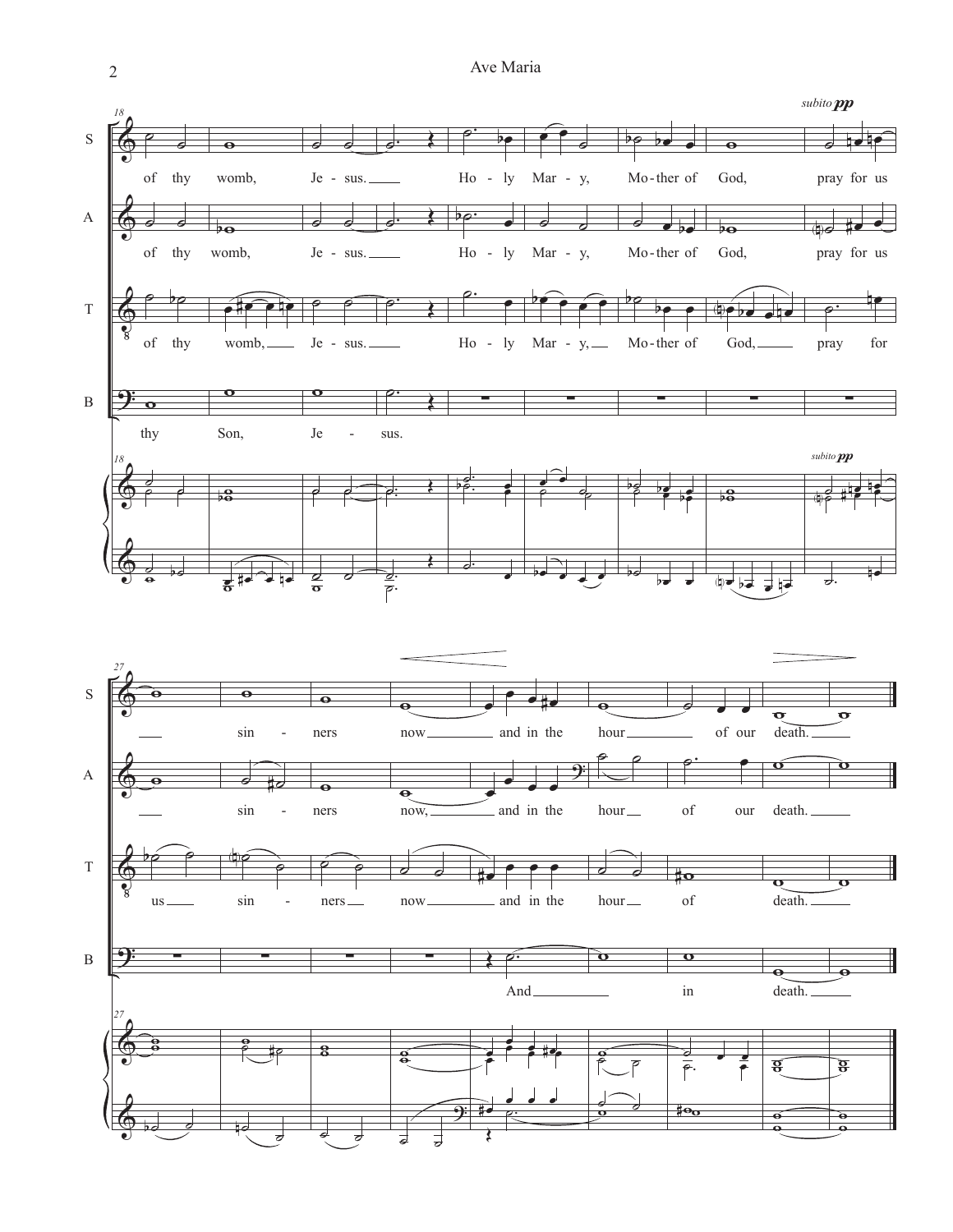S: of thy womb, Je - sus. Ho - ly Mar - y, Mo - ther of God, *subito* ***pp*** pray for us sin - ners now and in the hour of our death.

A: of thy womb, Je - sus. Ho - ly Mar - y, Mo - ther of God, pray for us sin - ners now, and in the hour of our death.

T: of thy womb, Je - sus. Ho - ly Mar - y, Mo - ther of God, pray for us sin - ners now and in the hour of death.

B: thy Son, Je - sus. And in death.